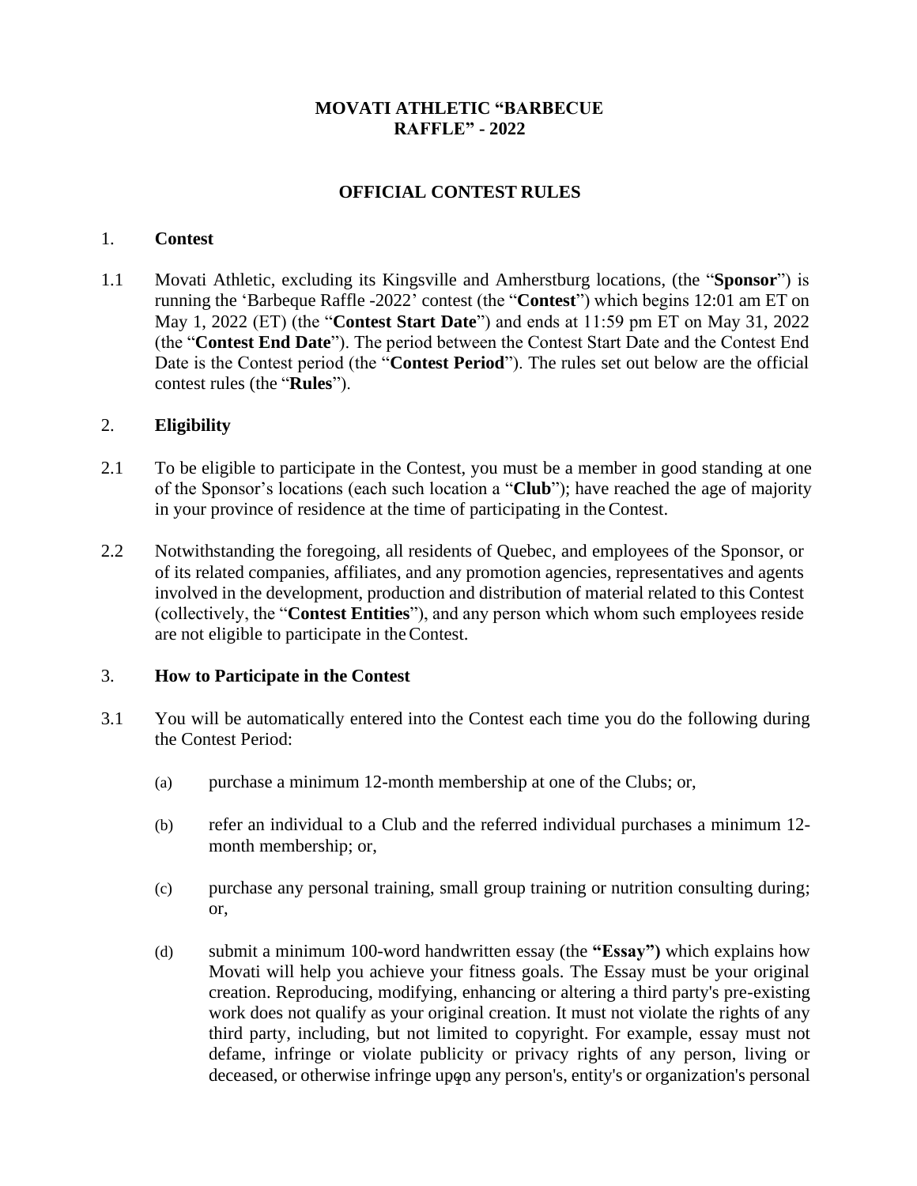# MOVATI ATHLETIC "BARBECUE RAFFLE" - 2022

## OFFICIAL CONTEST RULES

### 1. Contest

1.1 Movati Athletic, excluding its Kingsville and Amherstburg locations, (the "**Sponsor**") is running the 'Barbeque Raffle -2022' contest (the "**Contest**") which begins 12:01 am ET on May 1, 2022 (ET) (the "**Contest Start Date**") and ends at 11:59 pm ET on May 31, 2022 (the "**Contest End Date**"). The period between the Contest Start Date and the Contest End Date is the Contest period (the "**Contest Period**"). The rules set out below are the official contest rules (the "**Rules**").

### 2. Eligibility

2.1 To be eligible to participate in the Contest, you must be a member in good standing at one of the Sponsor's locations (each such location a "**Club**"); have reached the age of majority in your province of residence at the time of participating in the Contest.

2.2 Notwithstanding the foregoing, all residents of Quebec, and employees of the Sponsor, or of its related companies, affiliates, and any promotion agencies, representatives and agents involved in the development, production and distribution of material related to this Contest (collectively, the "**Contest Entities**"), and any person which whom such employees reside are not eligible to participate in the Contest.

### 3. How to Participate in the Contest

3.1 You will be automatically entered into the Contest each time you do the following during the Contest Period:

(a) purchase a minimum 12-month membership at one of the Clubs; or,

(b) refer an individual to a Club and the referred individual purchases a minimum 12-month membership; or,

(c) purchase any personal training, small group training or nutrition consulting during; or,

(d) submit a minimum 100-word handwritten essay (the **"Essay")** which explains how Movati will help you achieve your fitness goals. The Essay must be your original creation. Reproducing, modifying, enhancing or altering a third party's pre-existing work does not qualify as your original creation. It must not violate the rights of any third party, including, but not limited to copyright. For example, essay must not defame, infringe or violate publicity or privacy rights of any person, living or deceased, or otherwise infringe upon any person's, entity's or organization's personal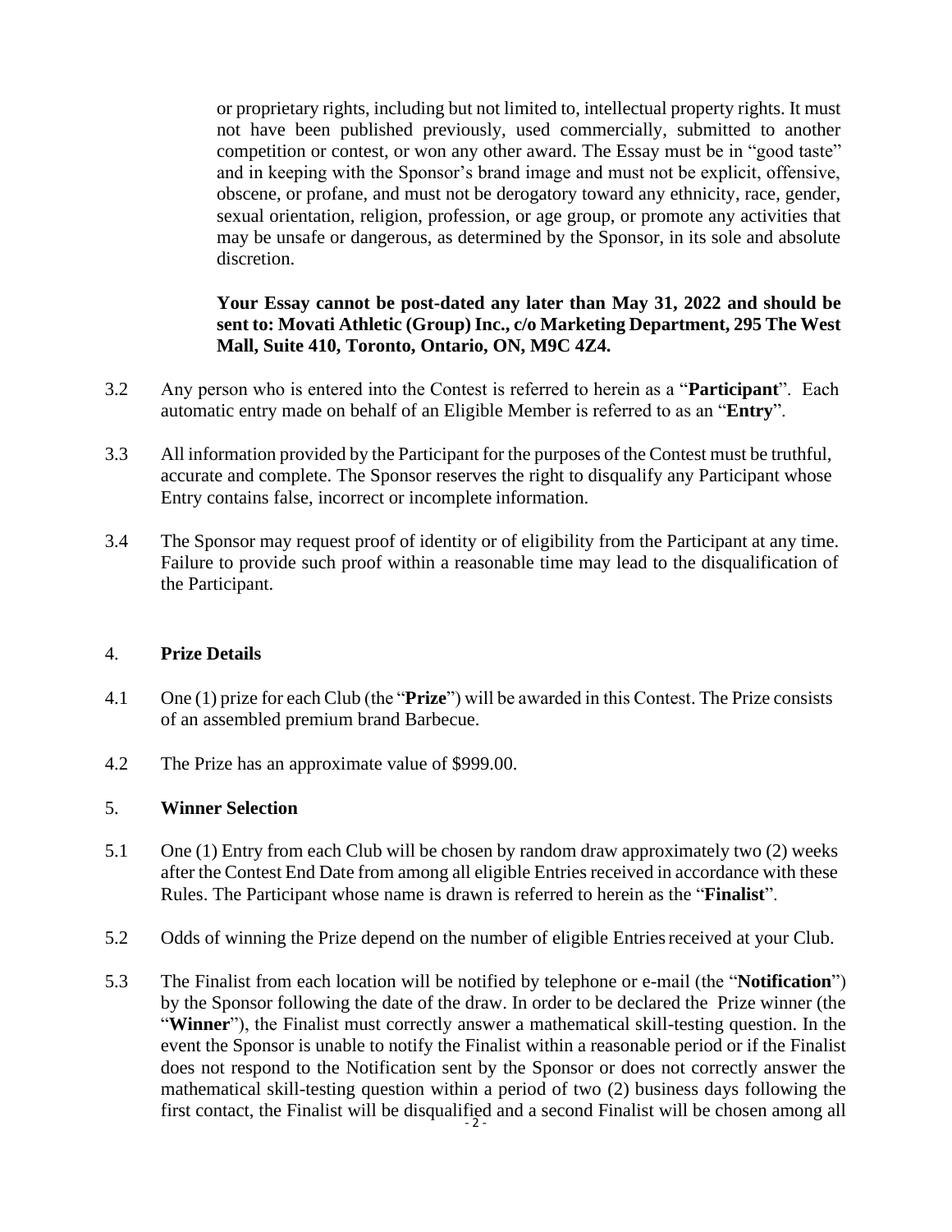or proprietary rights, including but not limited to, intellectual property rights. It must not have been published previously, used commercially, submitted to another competition or contest, or won any other award. The Essay must be in "good taste" and in keeping with the Sponsor's brand image and must not be explicit, offensive, obscene, or profane, and must not be derogatory toward any ethnicity, race, gender, sexual orientation, religion, profession, or age group, or promote any activities that may be unsafe or dangerous, as determined by the Sponsor, in its sole and absolute discretion.

**Your Essay cannot be post-dated any later than May 31, 2022 and should be sent to: Movati Athletic (Group) Inc., c/o Marketing Department, 295 The West Mall, Suite 410, Toronto, Ontario, ON, M9C 4Z4.**

3.2 Any person who is entered into the Contest is referred to herein as a "**Participant**". Each automatic entry made on behalf of an Eligible Member is referred to as an "**Entry**".

3.3 All information provided by the Participant for the purposes of the Contest must be truthful, accurate and complete. The Sponsor reserves the right to disqualify any Participant whose Entry contains false, incorrect or incomplete information.

3.4 The Sponsor may request proof of identity or of eligibility from the Participant at any time. Failure to provide such proof within a reasonable time may lead to the disqualification of the Participant.

4. **Prize Details**

4.1 One (1) prize for each Club (the "**Prize**") will be awarded in this Contest. The Prize consists of an assembled premium brand Barbecue.

4.2 The Prize has an approximate value of $999.00.

5. **Winner Selection**

5.1 One (1) Entry from each Club will be chosen by random draw approximately two (2) weeks after the Contest End Date from among all eligible Entries received in accordance with these Rules. The Participant whose name is drawn is referred to herein as the "**Finalist**".

5.2 Odds of winning the Prize depend on the number of eligible Entries received at your Club.

5.3 The Finalist from each location will be notified by telephone or e-mail (the "**Notification**") by the Sponsor following the date of the draw. In order to be declared the Prize winner (the "**Winner**"), the Finalist must correctly answer a mathematical skill-testing question. In the event the Sponsor is unable to notify the Finalist within a reasonable period or if the Finalist does not respond to the Notification sent by the Sponsor or does not correctly answer the mathematical skill-testing question within a period of two (2) business days following the first contact, the Finalist will be disqualified and a second Finalist will be chosen among all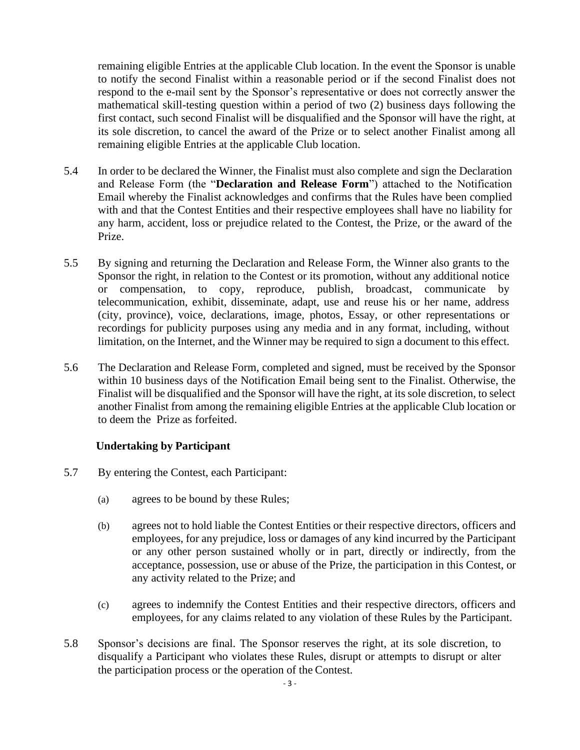remaining eligible Entries at the applicable Club location. In the event the Sponsor is unable to notify the second Finalist within a reasonable period or if the second Finalist does not respond to the e-mail sent by the Sponsor's representative or does not correctly answer the mathematical skill-testing question within a period of two (2) business days following the first contact, such second Finalist will be disqualified and the Sponsor will have the right, at its sole discretion, to cancel the award of the Prize or to select another Finalist among all remaining eligible Entries at the applicable Club location.

5.4 In order to be declared the Winner, the Finalist must also complete and sign the Declaration and Release Form (the "**Declaration and Release Form**") attached to the Notification Email whereby the Finalist acknowledges and confirms that the Rules have been complied with and that the Contest Entities and their respective employees shall have no liability for any harm, accident, loss or prejudice related to the Contest, the Prize, or the award of the Prize.

5.5 By signing and returning the Declaration and Release Form, the Winner also grants to the Sponsor the right, in relation to the Contest or its promotion, without any additional notice or compensation, to copy, reproduce, publish, broadcast, communicate by telecommunication, exhibit, disseminate, adapt, use and reuse his or her name, address (city, province), voice, declarations, image, photos, Essay, or other representations or recordings for publicity purposes using any media and in any format, including, without limitation, on the Internet, and the Winner may be required to sign a document to this effect.

5.6 The Declaration and Release Form, completed and signed, must be received by the Sponsor within 10 business days of the Notification Email being sent to the Finalist. Otherwise, the Finalist will be disqualified and the Sponsor will have the right, at its sole discretion, to select another Finalist from among the remaining eligible Entries at the applicable Club location or to deem the Prize as forfeited.

**Undertaking by Participant**

5.7 By entering the Contest, each Participant:

(a) agrees to be bound by these Rules;

(b) agrees not to hold liable the Contest Entities or their respective directors, officers and employees, for any prejudice, loss or damages of any kind incurred by the Participant or any other person sustained wholly or in part, directly or indirectly, from the acceptance, possession, use or abuse of the Prize, the participation in this Contest, or any activity related to the Prize; and

(c) agrees to indemnify the Contest Entities and their respective directors, officers and employees, for any claims related to any violation of these Rules by the Participant.

5.8 Sponsor's decisions are final. The Sponsor reserves the right, at its sole discretion, to disqualify a Participant who violates these Rules, disrupt or attempts to disrupt or alter the participation process or the operation of the Contest.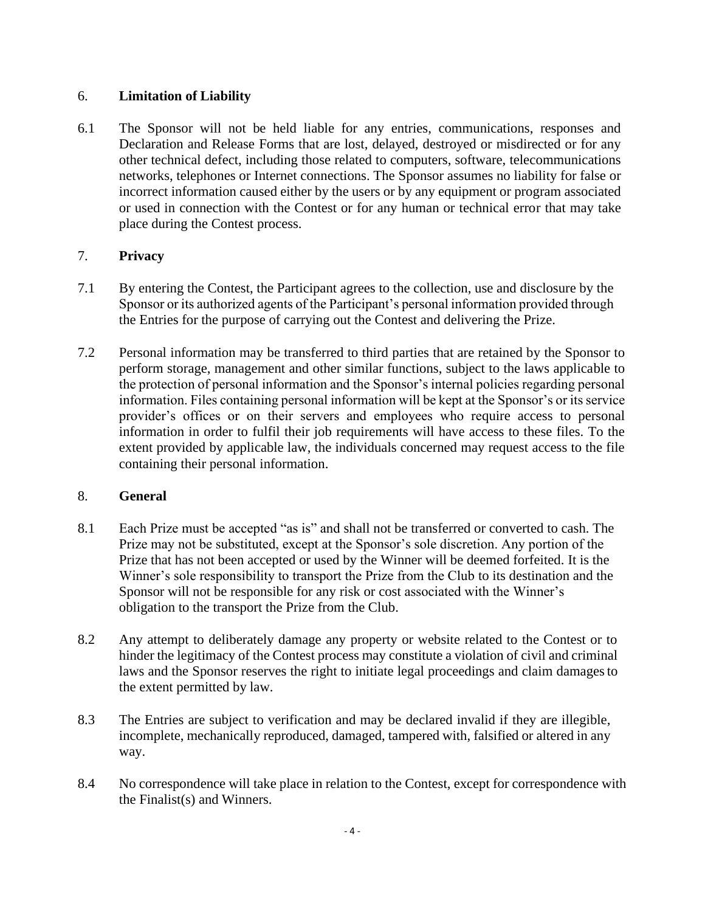## 6. **Limitation of Liability**

6.1 The Sponsor will not be held liable for any entries, communications, responses and Declaration and Release Forms that are lost, delayed, destroyed or misdirected or for any other technical defect, including those related to computers, software, telecommunications networks, telephones or Internet connections. The Sponsor assumes no liability for false or incorrect information caused either by the users or by any equipment or program associated or used in connection with the Contest or for any human or technical error that may take place during the Contest process.

## 7. **Privacy**

7.1 By entering the Contest, the Participant agrees to the collection, use and disclosure by the Sponsor or its authorized agents of the Participant's personal information provided through the Entries for the purpose of carrying out the Contest and delivering the Prize.

7.2 Personal information may be transferred to third parties that are retained by the Sponsor to perform storage, management and other similar functions, subject to the laws applicable to the protection of personal information and the Sponsor's internal policies regarding personal information. Files containing personal information will be kept at the Sponsor's or its service provider's offices or on their servers and employees who require access to personal information in order to fulfil their job requirements will have access to these files. To the extent provided by applicable law, the individuals concerned may request access to the file containing their personal information.

## 8. **General**

8.1 Each Prize must be accepted "as is" and shall not be transferred or converted to cash. The Prize may not be substituted, except at the Sponsor's sole discretion. Any portion of the Prize that has not been accepted or used by the Winner will be deemed forfeited. It is the Winner's sole responsibility to transport the Prize from the Club to its destination and the Sponsor will not be responsible for any risk or cost associated with the Winner's obligation to the transport the Prize from the Club.

8.2 Any attempt to deliberately damage any property or website related to the Contest or to hinder the legitimacy of the Contest process may constitute a violation of civil and criminal laws and the Sponsor reserves the right to initiate legal proceedings and claim damages to the extent permitted by law.

8.3 The Entries are subject to verification and may be declared invalid if they are illegible, incomplete, mechanically reproduced, damaged, tampered with, falsified or altered in any way.

8.4 No correspondence will take place in relation to the Contest, except for correspondence with the Finalist(s) and Winners.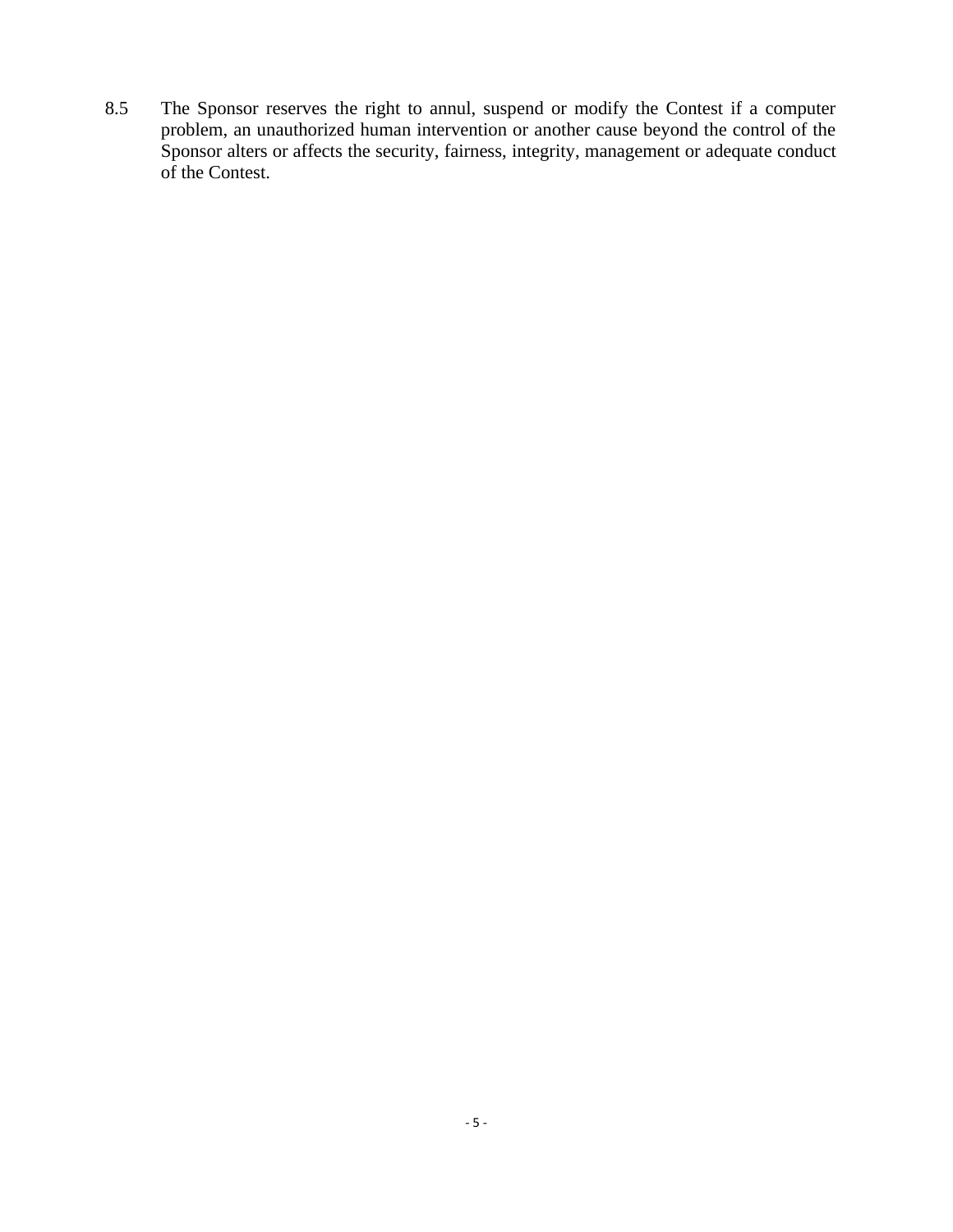8.5 The Sponsor reserves the right to annul, suspend or modify the Contest if a computer problem, an unauthorized human intervention or another cause beyond the control of the Sponsor alters or affects the security, fairness, integrity, management or adequate conduct of the Contest.